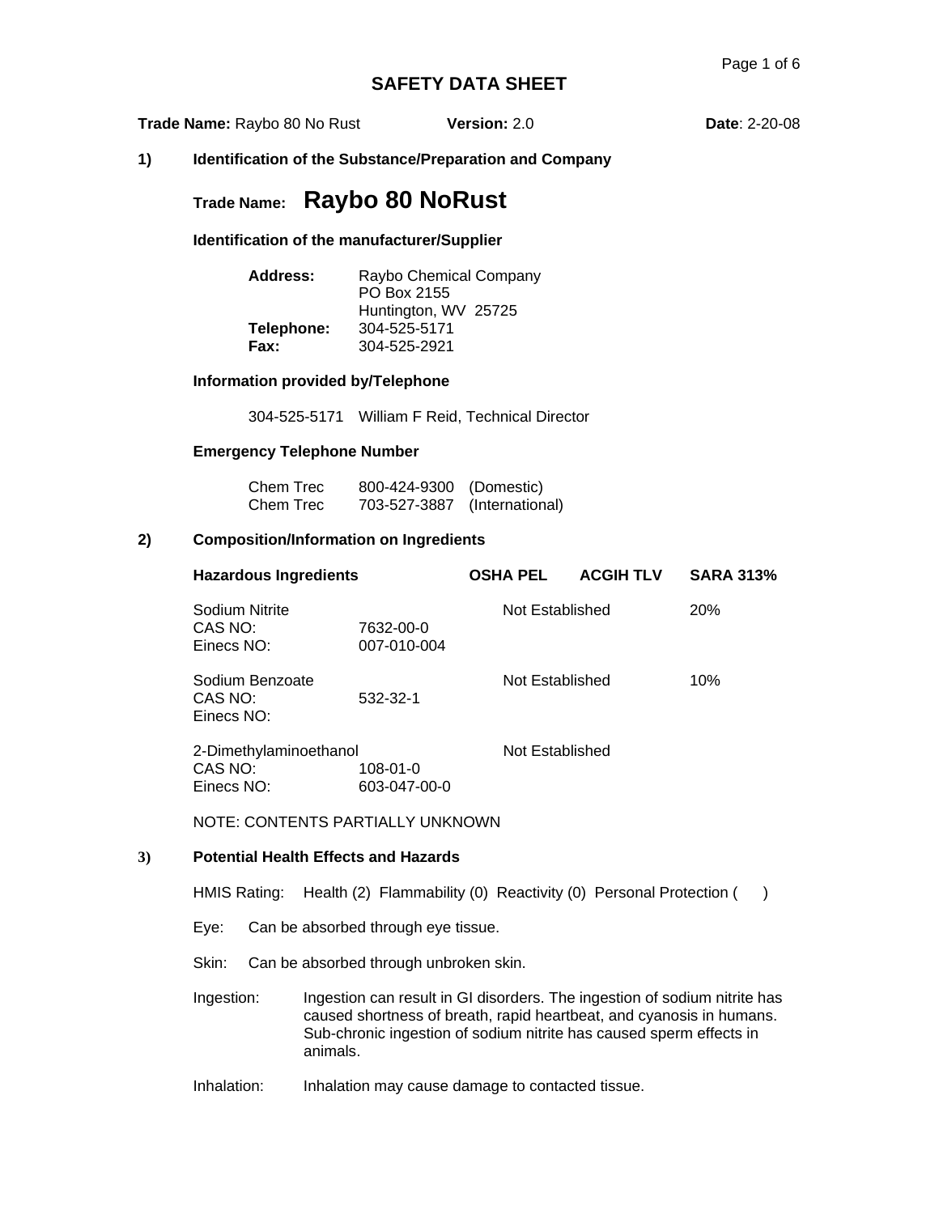# SAFETY DATA SHEET

**Trade Name:** Raybo 80 No Rust **Version:** 2.0 **Date**: 2-20-08

## 1) Identification of the Substance/Preparation and Company

### Trade Name: **Raybo 80 NoRust**

**Identification of the manufacturer/Supplier**

| | |
|---|---|
| **Address:** | Raybo Chemical Company<br>PO Box 2155<br>Huntington, WV 25725 |
| **Telephone:** | 304-525-5171 |
| **Fax:** | 304-525-2921 |

**Information provided by/Telephone**

304-525-5171 William F Reid, Technical Director

**Emergency Telephone Number**

| | | |
|---|---|---|
| Chem Trec | 800-424-9300 | (Domestic) |
| Chem Trec | 703-527-3887 | (International) |

## 2) Composition/Information on Ingredients

| Hazardous Ingredients | | OSHA PEL | ACGIH TLV | SARA 313% |
|---|---|---|---|---|
| Sodium Nitrite<br>CAS NO:<br>Einecs NO: | <br>7632-00-0<br>007-010-004 | Not Established | | 20% |
| Sodium Benzoate<br>CAS NO:<br>Einecs NO: | <br>532-32-1 | Not Established | | 10% |
| 2-Dimethylaminoethanol<br>CAS NO:<br>Einecs NO: | <br>108-01-0<br>603-047-00-0 | Not Established | | |

NOTE: CONTENTS PARTIALLY UNKNOWN

## 3) Potential Health Effects and Hazards

HMIS Rating: Health (2) Flammability (0) Reactivity (0) Personal Protection ( )

Eye: Can be absorbed through eye tissue.

Skin: Can be absorbed through unbroken skin.

Ingestion: Ingestion can result in GI disorders. The ingestion of sodium nitrite has caused shortness of breath, rapid heartbeat, and cyanosis in humans. Sub-chronic ingestion of sodium nitrite has caused sperm effects in animals.

Inhalation: Inhalation may cause damage to contacted tissue.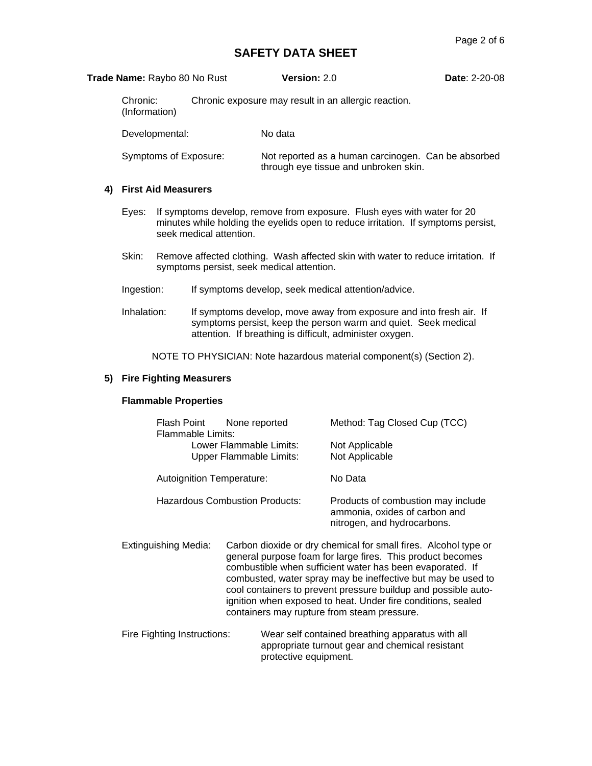# SAFETY DATA SHEET

**Trade Name:** Raybo 80 No Rust **Version:** 2.0 **Date**: 2-20-08

Chronic: (Information) Chronic exposure may result in an allergic reaction.

Developmental: No data

Symptoms of Exposure: Not reported as a human carcinogen. Can be absorbed through eye tissue and unbroken skin.

## 4) First Aid Measurers

Eyes: If symptoms develop, remove from exposure. Flush eyes with water for 20 minutes while holding the eyelids open to reduce irritation. If symptoms persist, seek medical attention.

Skin: Remove affected clothing. Wash affected skin with water to reduce irritation. If symptoms persist, seek medical attention.

Ingestion: If symptoms develop, seek medical attention/advice.

Inhalation: If symptoms develop, move away from exposure and into fresh air. If symptoms persist, keep the person warm and quiet. Seek medical attention. If breathing is difficult, administer oxygen.

NOTE TO PHYSICIAN: Note hazardous material component(s) (Section 2).

## 5) Fire Fighting Measurers

### Flammable Properties

Flash Point None reported Method: Tag Closed Cup (TCC)

Flammable Limits:

- Lower Flammable Limits: Not Applicable
- Upper Flammable Limits: Not Applicable

Autoignition Temperature: No Data

Hazardous Combustion Products: Products of combustion may include ammonia, oxides of carbon and nitrogen, and hydrocarbons.

Extinguishing Media: Carbon dioxide or dry chemical for small fires. Alcohol type or general purpose foam for large fires. This product becomes combustible when sufficient water has been evaporated. If combusted, water spray may be ineffective but may be used to cool containers to prevent pressure buildup and possible auto-ignition when exposed to heat. Under fire conditions, sealed containers may rupture from steam pressure.

Fire Fighting Instructions: Wear self contained breathing apparatus with all appropriate turnout gear and chemical resistant protective equipment.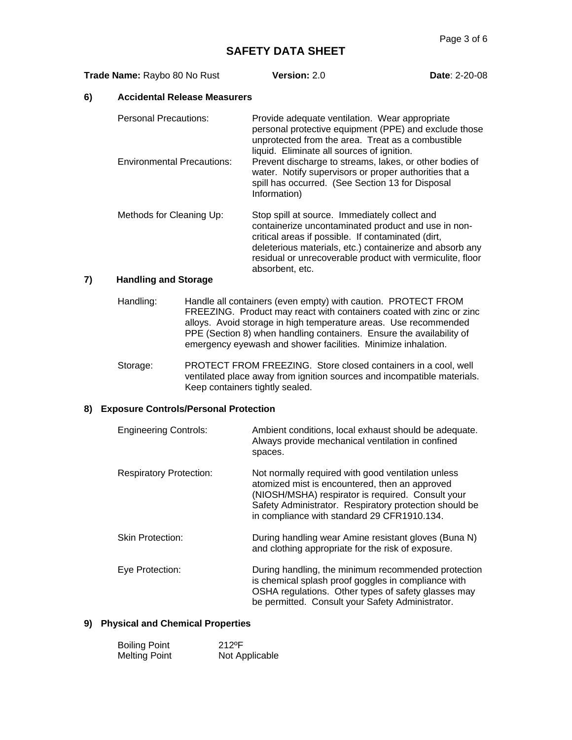# SAFETY DATA SHEET

**Trade Name:** Raybo 80 No Rust **Version:** 2.0 **Date**: 2-20-08

## 6) Accidental Release Measurers

| | |
|---|---|
| Personal Precautions: | Provide adequate ventilation. Wear appropriate personal protective equipment (PPE) and exclude those unprotected from the area. Treat as a combustible liquid. Eliminate all sources of ignition. |
| Environmental Precautions: | Prevent discharge to streams, lakes, or other bodies of water. Notify supervisors or proper authorities that a spill has occurred. (See Section 13 for Disposal Information) |
| Methods for Cleaning Up: | Stop spill at source. Immediately collect and containerize uncontaminated product and use in non-critical areas if possible. If contaminated (dirt, deleterious materials, etc.) containerize and absorb any residual or unrecoverable product with vermiculite, floor absorbent, etc. |

## 7) Handling and Storage

| | |
|---|---|
| Handling: | Handle all containers (even empty) with caution. PROTECT FROM FREEZING. Product may react with containers coated with zinc or zinc alloys. Avoid storage in high temperature areas. Use recommended PPE (Section 8) when handling containers. Ensure the availability of emergency eyewash and shower facilities. Minimize inhalation. |
| Storage: | PROTECT FROM FREEZING. Store closed containers in a cool, well ventilated place away from ignition sources and incompatible materials. Keep containers tightly sealed. |

## 8) Exposure Controls/Personal Protection

| | |
|---|---|
| Engineering Controls: | Ambient conditions, local exhaust should be adequate. Always provide mechanical ventilation in confined spaces. |
| Respiratory Protection: | Not normally required with good ventilation unless atomized mist is encountered, then an approved (NIOSH/MSHA) respirator is required. Consult your Safety Administrator. Respiratory protection should be in compliance with standard 29 CFR1910.134. |
| Skin Protection: | During handling wear Amine resistant gloves (Buna N) and clothing appropriate for the risk of exposure. |
| Eye Protection: | During handling, the minimum recommended protection is chemical splash proof goggles in compliance with OSHA regulations. Other types of safety glasses may be permitted. Consult your Safety Administrator. |

## 9) Physical and Chemical Properties

| | |
|---|---|
| Boiling Point | 212ºF |
| Melting Point | Not Applicable |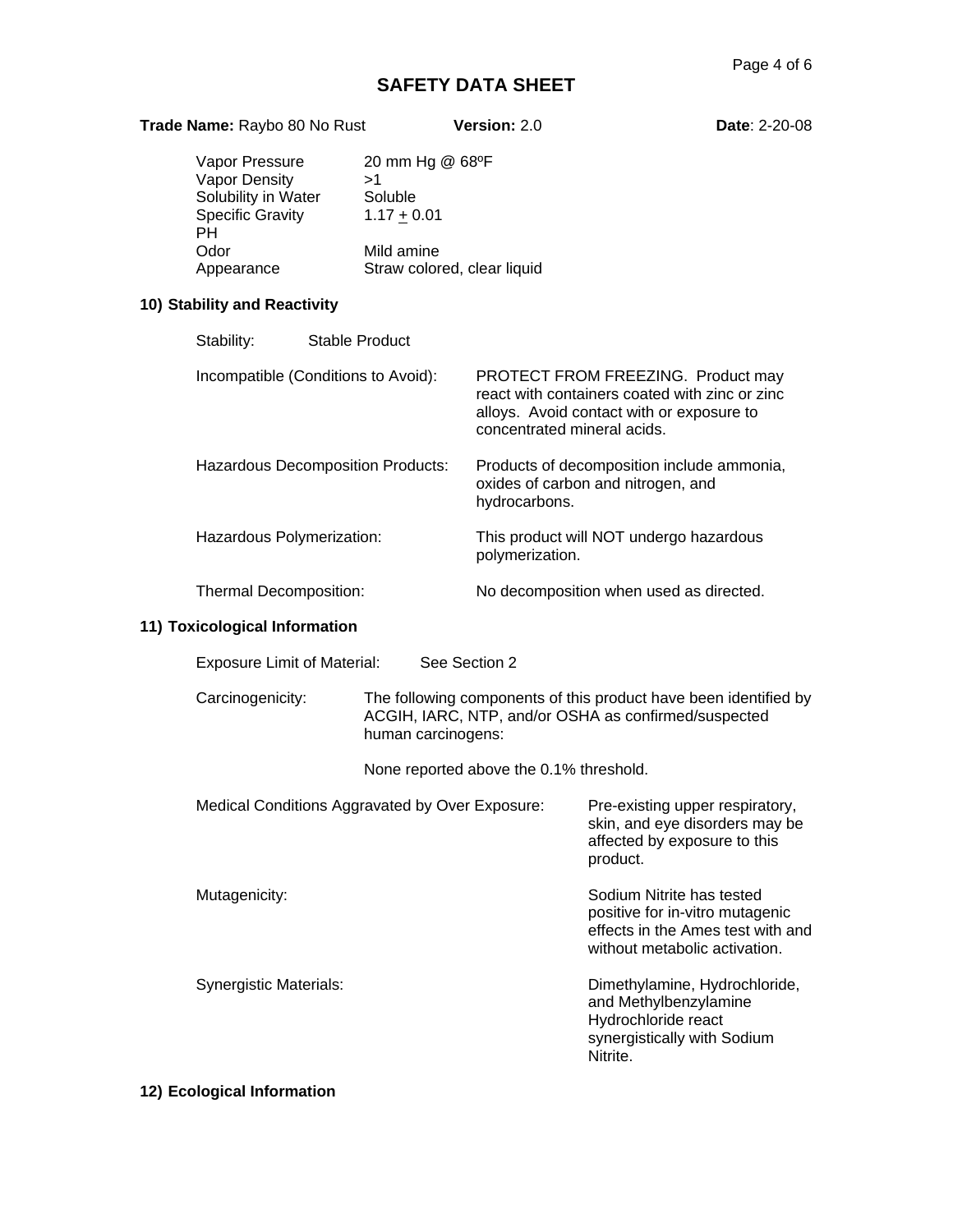# SAFETY DATA SHEET

**Trade Name:** Raybo 80 No Rust **Version:** 2.0 **Date**: 2-20-08

| | |
|---|---|
| Vapor Pressure | 20 mm Hg @ 68ºF |
| Vapor Density | >1 |
| Solubility in Water | Soluble |
| Specific Gravity | 1.17 $\pm$ 0.01 |
| PH | |
| Odor | Mild amine |
| Appearance | Straw colored, clear liquid |

## 10) Stability and Reactivity

Stability: Stable Product

Incompatible (Conditions to Avoid): PROTECT FROM FREEZING. Product may react with containers coated with zinc or zinc alloys. Avoid contact with or exposure to concentrated mineral acids.

Hazardous Decomposition Products: Products of decomposition include ammonia, oxides of carbon and nitrogen, and hydrocarbons.

Hazardous Polymerization: This product will NOT undergo hazardous polymerization.

Thermal Decomposition: No decomposition when used as directed.

## 11) Toxicological Information

Exposure Limit of Material: See Section 2

Carcinogenicity: The following components of this product have been identified by ACGIH, IARC, NTP, and/or OSHA as confirmed/suspected human carcinogens:

None reported above the 0.1% threshold.

Medical Conditions Aggravated by Over Exposure: Pre-existing upper respiratory, skin, and eye disorders may be affected by exposure to this product.

Mutagenicity: Sodium Nitrite has tested positive for in-vitro mutagenic effects in the Ames test with and without metabolic activation.

Synergistic Materials: Dimethylamine, Hydrochloride, and Methylbenzylamine Hydrochloride react synergistically with Sodium Nitrite.

## 12) Ecological Information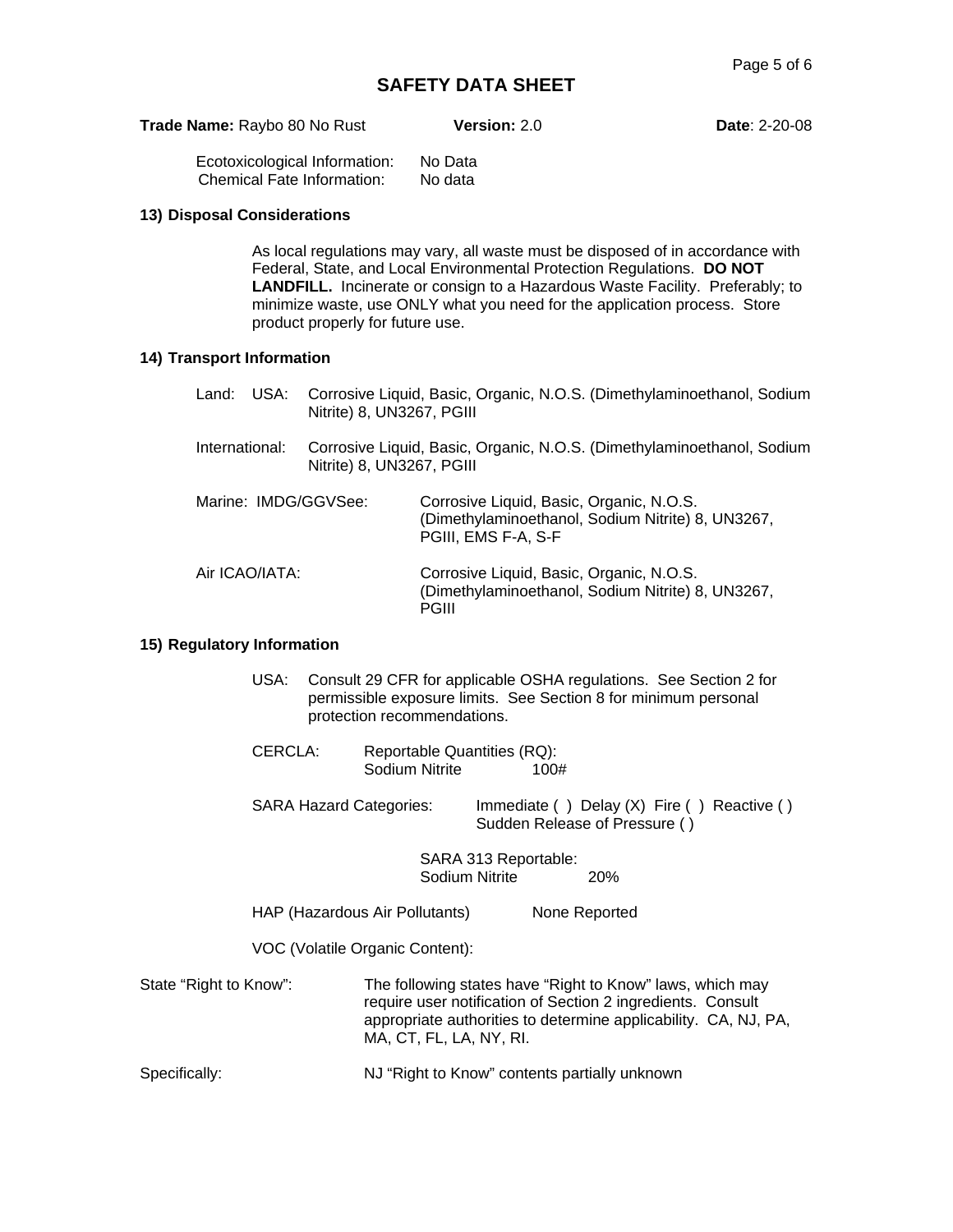# SAFETY DATA SHEET

**Trade Name:** Raybo 80 No Rust **Version:** 2.0 **Date**: 2-20-08

Ecotoxicological Information: No Data
Chemical Fate Information: No data

## 13) Disposal Considerations

As local regulations may vary, all waste must be disposed of in accordance with Federal, State, and Local Environmental Protection Regulations. **DO NOT LANDFILL.** Incinerate or consign to a Hazardous Waste Facility. Preferably; to minimize waste, use ONLY what you need for the application process. Store product properly for future use.

## 14) Transport Information

Land: USA: Corrosive Liquid, Basic, Organic, N.O.S. (Dimethylaminoethanol, Sodium Nitrite) 8, UN3267, PGIII

International: Corrosive Liquid, Basic, Organic, N.O.S. (Dimethylaminoethanol, Sodium Nitrite) 8, UN3267, PGIII

Marine: IMDG/GGVSee: Corrosive Liquid, Basic, Organic, N.O.S. (Dimethylaminoethanol, Sodium Nitrite) 8, UN3267, PGIII, EMS F-A, S-F

Air ICAO/IATA: Corrosive Liquid, Basic, Organic, N.O.S. (Dimethylaminoethanol, Sodium Nitrite) 8, UN3267, PGIII

## 15) Regulatory Information

USA: Consult 29 CFR for applicable OSHA regulations. See Section 2 for permissible exposure limits. See Section 8 for minimum personal protection recommendations.

CERCLA: Reportable Quantities (RQ):
Sodium Nitrite 100#

SARA Hazard Categories: Immediate ( ) Delay (X) Fire ( ) Reactive ( ) Sudden Release of Pressure ( )

SARA 313 Reportable:
Sodium Nitrite 20%

HAP (Hazardous Air Pollutants) None Reported

VOC (Volatile Organic Content):

State "Right to Know": The following states have "Right to Know" laws, which may require user notification of Section 2 ingredients. Consult appropriate authorities to determine applicability. CA, NJ, PA, MA, CT, FL, LA, NY, RI.

Specifically: NJ "Right to Know" contents partially unknown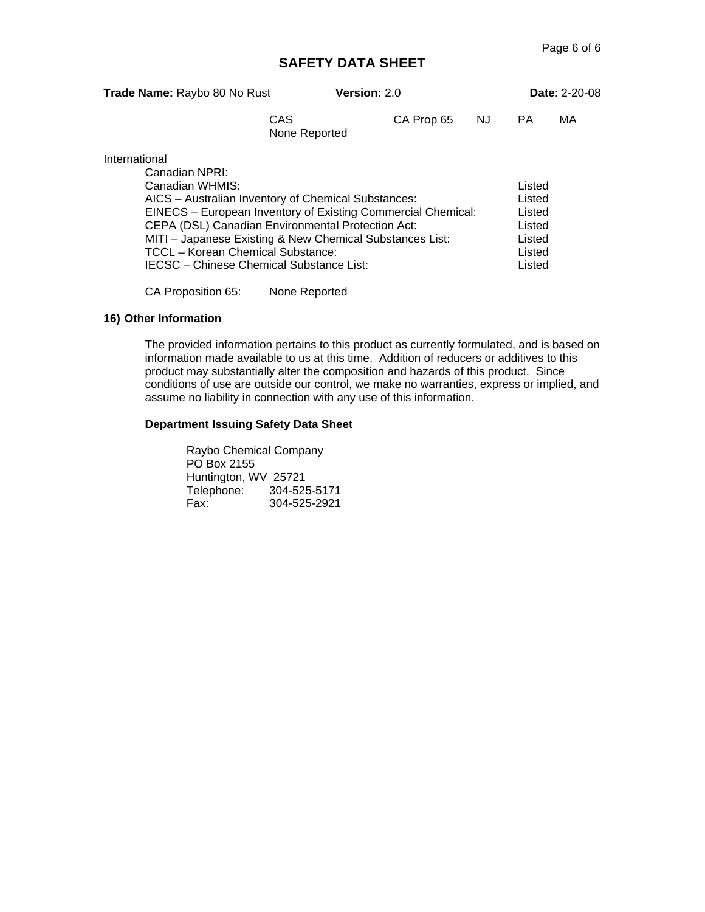# SAFETY DATA SHEET

**Trade Name:** Raybo 80 No Rust **Version:** 2.0 **Date**: 2-20-08

| CAS | CA Prop 65 | NJ | PA | MA |
|---|---|---|---|---|
| None Reported | | | | |

International

| | |
|---|---|
| Canadian NPRI: | |
| Canadian WHMIS: | Listed |
| AICS – Australian Inventory of Chemical Substances: | Listed |
| EINECS – European Inventory of Existing Commercial Chemical: | Listed |
| CEPA (DSL) Canadian Environmental Protection Act: | Listed |
| MITI – Japanese Existing & New Chemical Substances List: | Listed |
| TCCL – Korean Chemical Substance: | Listed |
| IECSC – Chinese Chemical Substance List: | Listed |

CA Proposition 65: None Reported

**16) Other Information**

The provided information pertains to this product as currently formulated, and is based on information made available to us at this time. Addition of reducers or additives to this product may substantially alter the composition and hazards of this product. Since conditions of use are outside our control, we make no warranties, express or implied, and assume no liability in connection with any use of this information.

**Department Issuing Safety Data Sheet**

Raybo Chemical Company
PO Box 2155
Huntington, WV 25721
Telephone: 304-525-5171
Fax: 304-525-2921